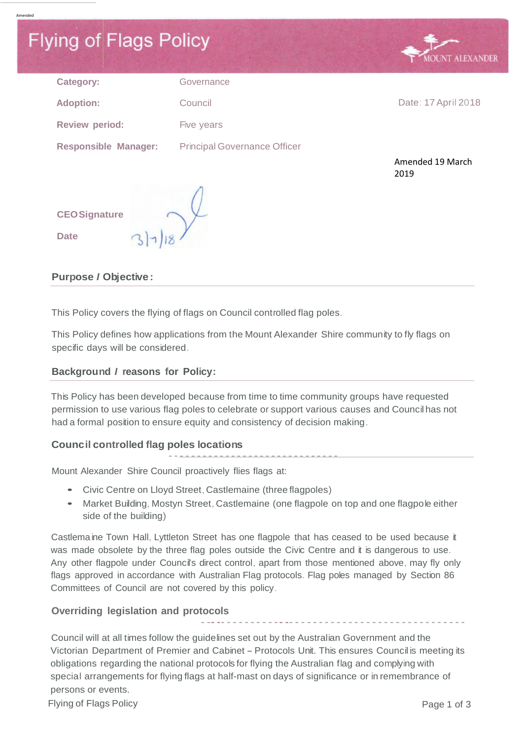Amended

# Flying of Flags Policy

MOUNT ALEXANDER

| | | |
|---|---|---|
| **Category:** | Governance | |
| **Adoption:** | Council | Date: 17 April 2018 |
| **Review period:** | Five years | |
| **Responsible Manager:** | Principal Governance Officer | |
| | | Amended 19 March 2019 |

**CEO Signature**

**Date** 3/7/18

## Purpose / Objective:

This Policy covers the flying of flags on Council controlled flag poles.

This Policy defines how applications from the Mount Alexander Shire community to fly flags on specific days will be considered.

## Background / reasons for Policy:

This Policy has been developed because from time to time community groups have requested permission to use various flag poles to celebrate or support various causes and Council has not had a formal position to ensure equity and consistency of decision making.

## Council controlled flag poles locations

Mount Alexander Shire Council proactively flies flags at:

- Civic Centre on Lloyd Street, Castlemaine (three flagpoles)
- Market Building, Mostyn Street, Castlemaine (one flagpole on top and one flagpole either side of the building)

Castlemaine Town Hall, Lyttleton Street has one flagpole that has ceased to be used because it was made obsolete by the three flag poles outside the Civic Centre and it is dangerous to use. Any other flagpole under Council's direct control, apart from those mentioned above, may fly only flags approved in accordance with Australian Flag protocols. Flag poles managed by Section 86 Committees of Council are not covered by this policy.

## Overriding legislation and protocols

Council will at all times follow the guidelines set out by the Australian Government and the Victorian Department of Premier and Cabinet – Protocols Unit. This ensures Council is meeting its obligations regarding the national protocols for flying the Australian flag and complying with special arrangements for flying flags at half-mast on days of significance or in remembrance of persons or events.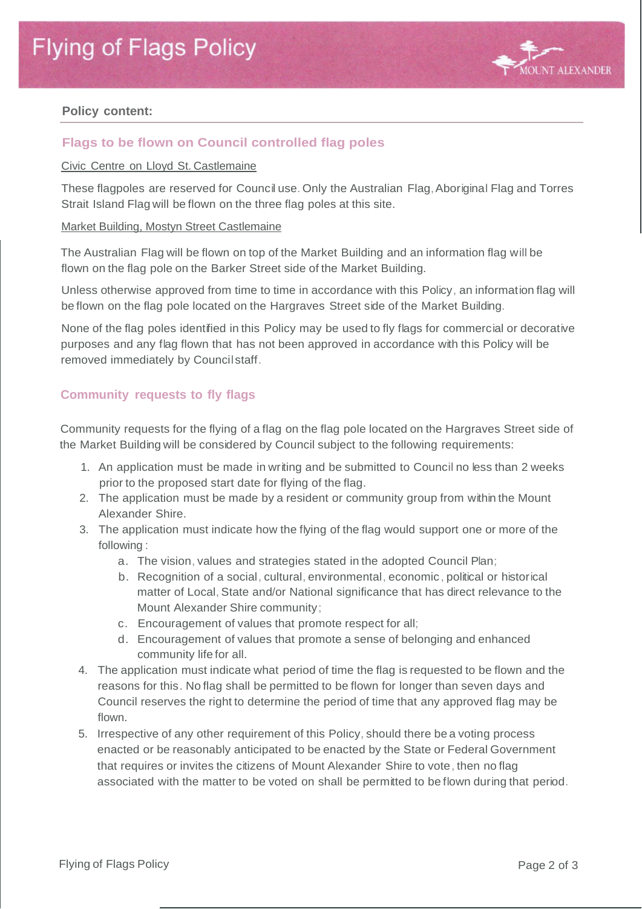**Policy content:**

## Flags to be flown on Council controlled flag poles

Civic Centre on Lloyd St. Castlemaine

These flagpoles are reserved for Council use. Only the Australian Flag, Aboriginal Flag and Torres Strait Island Flag will be flown on the three flag poles at this site.

Market Building, Mostyn Street Castlemaine

The Australian Flag will be flown on top of the Market Building and an information flag will be flown on the flag pole on the Barker Street side of the Market Building.

Unless otherwise approved from time to time in accordance with this Policy, an information flag will be flown on the flag pole located on the Hargraves Street side of the Market Building.

None of the flag poles identified in this Policy may be used to fly flags for commercial or decorative purposes and any flag flown that has not been approved in accordance with this Policy will be removed immediately by Council staff.

## Community requests to fly flags

Community requests for the flying of a flag on the flag pole located on the Hargraves Street side of the Market Building will be considered by Council subject to the following requirements:

1. An application must be made in writing and be submitted to Council no less than 2 weeks prior to the proposed start date for flying of the flag.
2. The application must be made by a resident or community group from within the Mount Alexander Shire.
3. The application must indicate how the flying of the flag would support one or more of the following:
   a. The vision, values and strategies stated in the adopted Council Plan;
   b. Recognition of a social, cultural, environmental, economic, political or historical matter of Local, State and/or National significance that has direct relevance to the Mount Alexander Shire community;
   c. Encouragement of values that promote respect for all;
   d. Encouragement of values that promote a sense of belonging and enhanced community life for all.
4. The application must indicate what period of time the flag is requested to be flown and the reasons for this. No flag shall be permitted to be flown for longer than seven days and Council reserves the right to determine the period of time that any approved flag may be flown.
5. Irrespective of any other requirement of this Policy, should there be a voting process enacted or be reasonably anticipated to be enacted by the State or Federal Government that requires or invites the citizens of Mount Alexander Shire to vote, then no flag associated with the matter to be voted on shall be permitted to be flown during that period.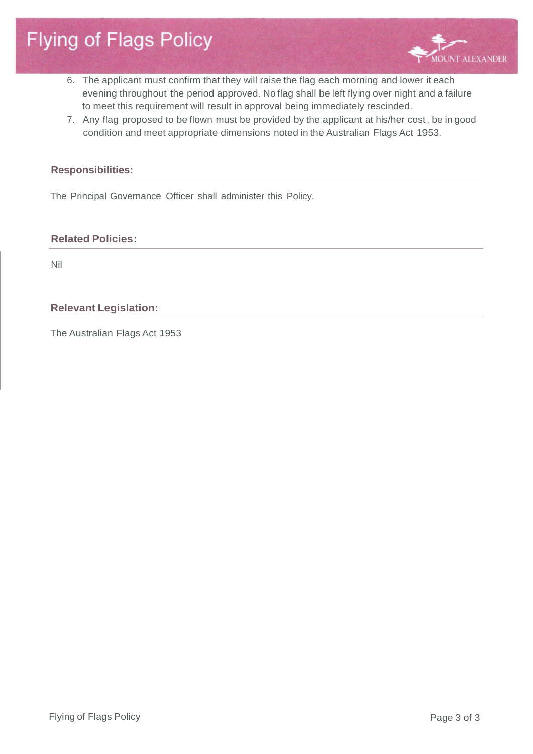6. The applicant must confirm that they will raise the flag each morning and lower it each evening throughout the period approved. No flag shall be left flying over night and a failure to meet this requirement will result in approval being immediately rescinded.
7. Any flag proposed to be flown must be provided by the applicant at his/her cost, be in good condition and meet appropriate dimensions noted in the Australian Flags Act 1953.

## Responsibilities:

The Principal Governance Officer shall administer this Policy.

## Related Policies:

Nil

## Relevant Legislation:

The Australian Flags Act 1953